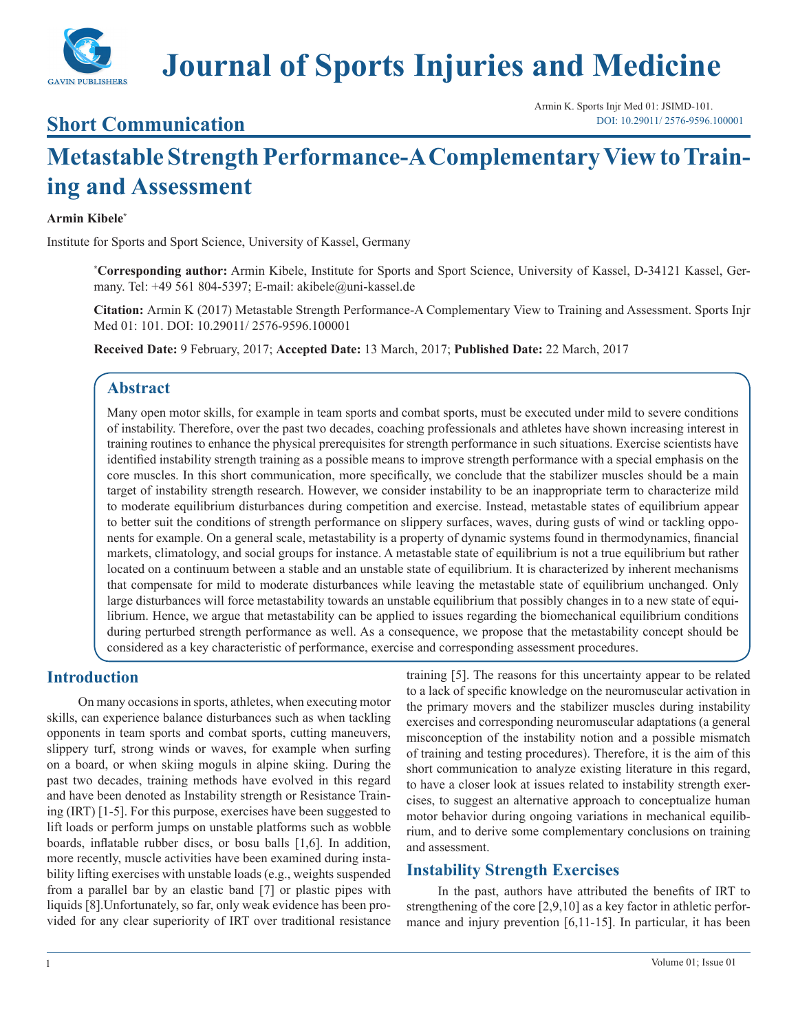# Journal of Sports Injuries and Medicine

## Short Communication

# Metastable Strength Performance-A Complementary View to Training and Assessment

**Armin Kibele***

Institute for Sports and Sport Science, University of Kassel, Germany

***Corresponding author:** Armin Kibele, Institute for Sports and Sport Science, University of Kassel, D-34121 Kassel, Germany. Tel: +49 561 804-5397; E-mail: akibele@uni-kassel.de

**Citation:** Armin K (2017) Metastable Strength Performance-A Complementary View to Training and Assessment. Sports Injr Med 01: 101. DOI: 10.29011/ 2576-9596.100001

**Received Date:** 9 February, 2017; **Accepted Date:** 13 March, 2017; **Published Date:** 22 March, 2017

## Abstract

Many open motor skills, for example in team sports and combat sports, must be executed under mild to severe conditions of instability. Therefore, over the past two decades, coaching professionals and athletes have shown increasing interest in training routines to enhance the physical prerequisites for strength performance in such situations. Exercise scientists have identified instability strength training as a possible means to improve strength performance with a special emphasis on the core muscles. In this short communication, more specifically, we conclude that the stabilizer muscles should be a main target of instability strength research. However, we consider instability to be an inappropriate term to characterize mild to moderate equilibrium disturbances during competition and exercise. Instead, metastable states of equilibrium appear to better suit the conditions of strength performance on slippery surfaces, waves, during gusts of wind or tackling opponents for example. On a general scale, metastability is a property of dynamic systems found in thermodynamics, financial markets, climatology, and social groups for instance. A metastable state of equilibrium is not a true equilibrium but rather located on a continuum between a stable and an unstable state of equilibrium. It is characterized by inherent mechanisms that compensate for mild to moderate disturbances while leaving the metastable state of equilibrium unchanged. Only large disturbances will force metastability towards an unstable equilibrium that possibly changes in to a new state of equilibrium. Hence, we argue that metastability can be applied to issues regarding the biomechanical equilibrium conditions during perturbed strength performance as well. As a consequence, we propose that the metastability concept should be considered as a key characteristic of performance, exercise and corresponding assessment procedures.

## Introduction

On many occasions in sports, athletes, when executing motor skills, can experience balance disturbances such as when tackling opponents in team sports and combat sports, cutting maneuvers, slippery turf, strong winds or waves, for example when surfing on a board, or when skiing moguls in alpine skiing. During the past two decades, training methods have evolved in this regard and have been denoted as Instability strength or Resistance Training (IRT) [1-5]. For this purpose, exercises have been suggested to lift loads or perform jumps on unstable platforms such as wobble boards, inflatable rubber discs, or bosu balls [1,6]. In addition, more recently, muscle activities have been examined during instability lifting exercises with unstable loads (e.g., weights suspended from a parallel bar by an elastic band [7] or plastic pipes with liquids [8].Unfortunately, so far, only weak evidence has been provided for any clear superiority of IRT over traditional resistance training [5]. The reasons for this uncertainty appear to be related to a lack of specific knowledge on the neuromuscular activation in the primary movers and the stabilizer muscles during instability exercises and corresponding neuromuscular adaptations (a general misconception of the instability notion and a possible mismatch of training and testing procedures). Therefore, it is the aim of this short communication to analyze existing literature in this regard, to have a closer look at issues related to instability strength exercises, to suggest an alternative approach to conceptualize human motor behavior during ongoing variations in mechanical equilibrium, and to derive some complementary conclusions on training and assessment.

## Instability Strength Exercises

In the past, authors have attributed the benefits of IRT to strengthening of the core [2,9,10] as a key factor in athletic performance and injury prevention [6,11-15]. In particular, it has been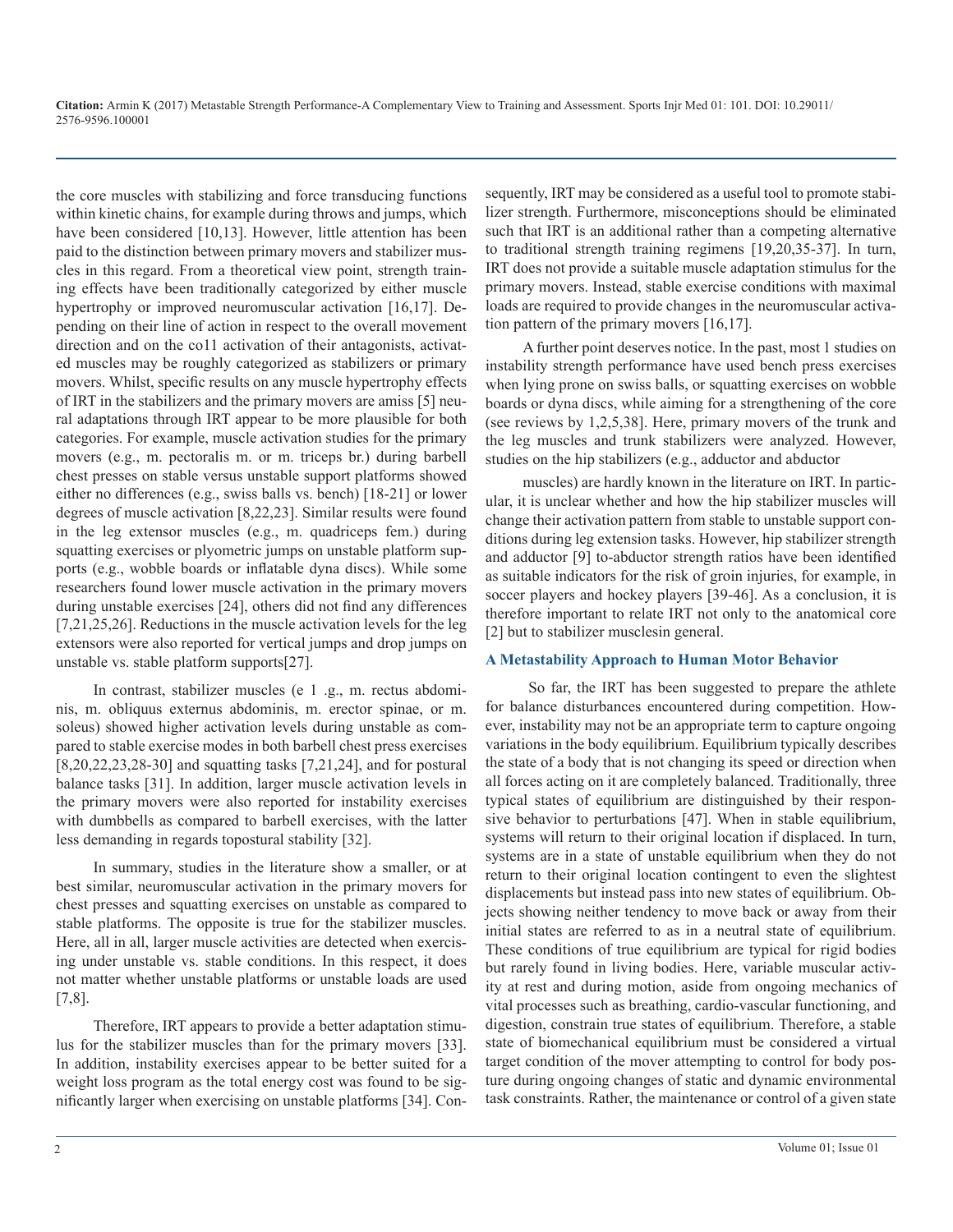the core muscles with stabilizing and force transducing functions within kinetic chains, for example during throws and jumps, which have been considered [10,13]. However, little attention has been paid to the distinction between primary movers and stabilizer muscles in this regard. From a theoretical view point, strength training effects have been traditionally categorized by either muscle hypertrophy or improved neuromuscular activation [16,17]. Depending on their line of action in respect to the overall movement direction and on the co11 activation of their antagonists, activated muscles may be roughly categorized as stabilizers or primary movers. Whilst, specific results on any muscle hypertrophy effects of IRT in the stabilizers and the primary movers are amiss [5] neural adaptations through IRT appear to be more plausible for both categories. For example, muscle activation studies for the primary movers (e.g., m. pectoralis m. or m. triceps br.) during barbell chest presses on stable versus unstable support platforms showed either no differences (e.g., swiss balls vs. bench) [18-21] or lower degrees of muscle activation [8,22,23]. Similar results were found in the leg extensor muscles (e.g., m. quadriceps fem.) during squatting exercises or plyometric jumps on unstable platform supports (e.g., wobble boards or inflatable dyna discs). While some researchers found lower muscle activation in the primary movers during unstable exercises [24], others did not find any differences [7,21,25,26]. Reductions in the muscle activation levels for the leg extensors were also reported for vertical jumps and drop jumps on unstable vs. stable platform supports[27].

In contrast, stabilizer muscles (e 1 .g., m. rectus abdominis, m. obliquus externus abdominis, m. erector spinae, or m. soleus) showed higher activation levels during unstable as compared to stable exercise modes in both barbell chest press exercises [8,20,22,23,28-30] and squatting tasks [7,21,24], and for postural balance tasks [31]. In addition, larger muscle activation levels in the primary movers were also reported for instability exercises with dumbbells as compared to barbell exercises, with the latter less demanding in regards topostural stability [32].

In summary, studies in the literature show a smaller, or at best similar, neuromuscular activation in the primary movers for chest presses and squatting exercises on unstable as compared to stable platforms. The opposite is true for the stabilizer muscles. Here, all in all, larger muscle activities are detected when exercising under unstable vs. stable conditions. In this respect, it does not matter whether unstable platforms or unstable loads are used [7,8].

Therefore, IRT appears to provide a better adaptation stimulus for the stabilizer muscles than for the primary movers [33]. In addition, instability exercises appear to be better suited for a weight loss program as the total energy cost was found to be significantly larger when exercising on unstable platforms [34]. Consequently, IRT may be considered as a useful tool to promote stabilizer strength. Furthermore, misconceptions should be eliminated such that IRT is an additional rather than a competing alternative to traditional strength training regimens [19,20,35-37]. In turn, IRT does not provide a suitable muscle adaptation stimulus for the primary movers. Instead, stable exercise conditions with maximal loads are required to provide changes in the neuromuscular activation pattern of the primary movers [16,17].

A further point deserves notice. In the past, most 1 studies on instability strength performance have used bench press exercises when lying prone on swiss balls, or squatting exercises on wobble boards or dyna discs, while aiming for a strengthening of the core (see reviews by 1,2,5,38]. Here, primary movers of the trunk and the leg muscles and trunk stabilizers were analyzed. However, studies on the hip stabilizers (e.g., adductor and abductor muscles) are hardly known in the literature on IRT. In particular, it is unclear whether and how the hip stabilizer muscles will change their activation pattern from stable to unstable support conditions during leg extension tasks. However, hip stabilizer strength and adductor [9] to-abductor strength ratios have been identified as suitable indicators for the risk of groin injuries, for example, in soccer players and hockey players [39-46]. As a conclusion, it is therefore important to relate IRT not only to the anatomical core [2] but to stabilizer musclesin general.

### A Metastability Approach to Human Motor Behavior

So far, the IRT has been suggested to prepare the athlete for balance disturbances encountered during competition. However, instability may not be an appropriate term to capture ongoing variations in the body equilibrium. Equilibrium typically describes the state of a body that is not changing its speed or direction when all forces acting on it are completely balanced. Traditionally, three typical states of equilibrium are distinguished by their responsive behavior to perturbations [47]. When in stable equilibrium, systems will return to their original location if displaced. In turn, systems are in a state of unstable equilibrium when they do not return to their original location contingent to even the slightest displacements but instead pass into new states of equilibrium. Objects showing neither tendency to move back or away from their initial states are referred to as in a neutral state of equilibrium. These conditions of true equilibrium are typical for rigid bodies but rarely found in living bodies. Here, variable muscular activity at rest and during motion, aside from ongoing mechanics of vital processes such as breathing, cardio-vascular functioning, and digestion, constrain true states of equilibrium. Therefore, a stable state of biomechanical equilibrium must be considered a virtual target condition of the mover attempting to control for body posture during ongoing changes of static and dynamic environmental task constraints. Rather, the maintenance or control of a given state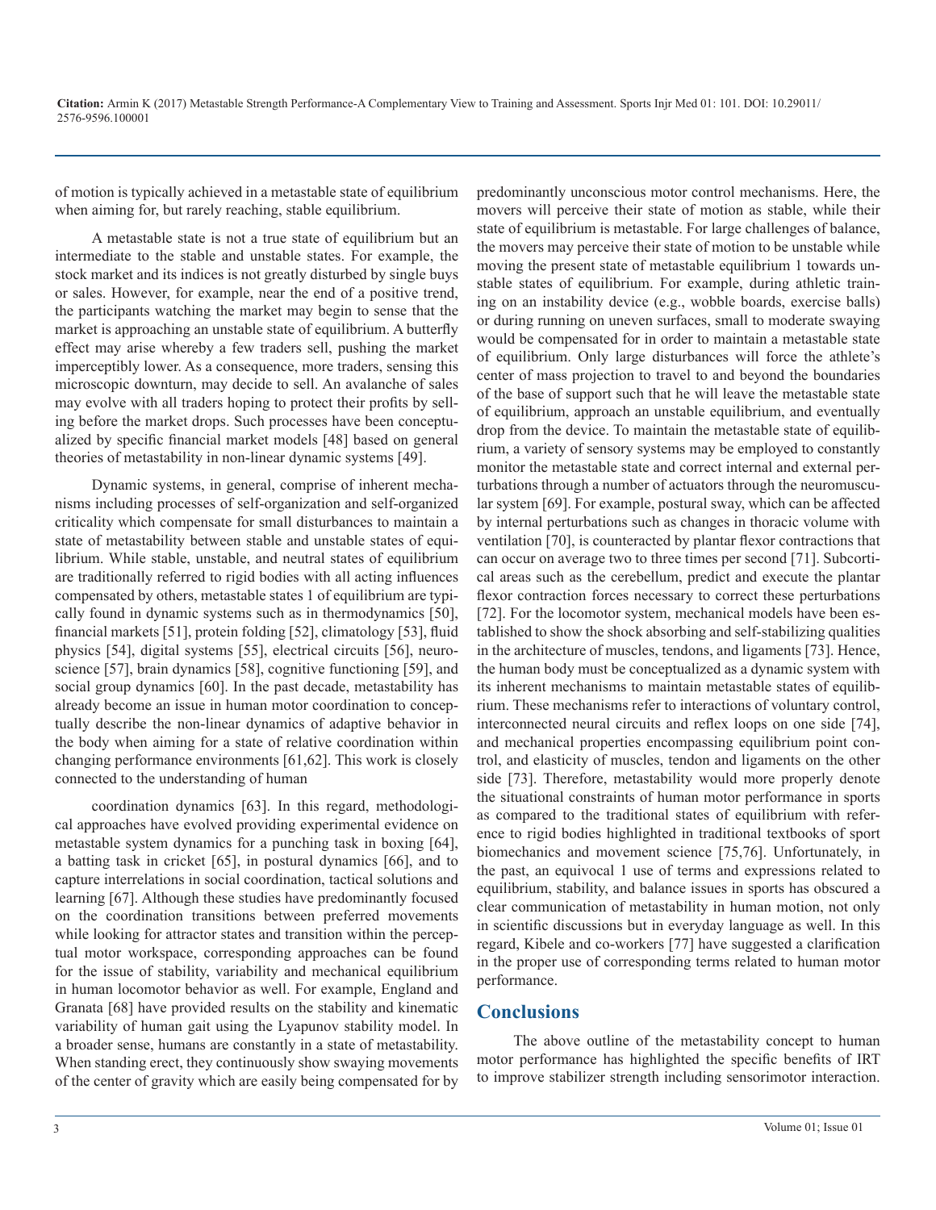of motion is typically achieved in a metastable state of equilibrium when aiming for, but rarely reaching, stable equilibrium.

A metastable state is not a true state of equilibrium but an intermediate to the stable and unstable states. For example, the stock market and its indices is not greatly disturbed by single buys or sales. However, for example, near the end of a positive trend, the participants watching the market may begin to sense that the market is approaching an unstable state of equilibrium. A butterfly effect may arise whereby a few traders sell, pushing the market imperceptibly lower. As a consequence, more traders, sensing this microscopic downturn, may decide to sell. An avalanche of sales may evolve with all traders hoping to protect their profits by selling before the market drops. Such processes have been conceptualized by specific financial market models [48] based on general theories of metastability in non-linear dynamic systems [49].

Dynamic systems, in general, comprise of inherent mechanisms including processes of self-organization and self-organized criticality which compensate for small disturbances to maintain a state of metastability between stable and unstable states of equilibrium. While stable, unstable, and neutral states of equilibrium are traditionally referred to rigid bodies with all acting influences compensated by others, metastable states 1 of equilibrium are typically found in dynamic systems such as in thermodynamics [50], financial markets [51], protein folding [52], climatology [53], fluid physics [54], digital systems [55], electrical circuits [56], neuroscience [57], brain dynamics [58], cognitive functioning [59], and social group dynamics [60]. In the past decade, metastability has already become an issue in human motor coordination to conceptually describe the non-linear dynamics of adaptive behavior in the body when aiming for a state of relative coordination within changing performance environments [61,62]. This work is closely connected to the understanding of human

coordination dynamics [63]. In this regard, methodological approaches have evolved providing experimental evidence on metastable system dynamics for a punching task in boxing [64], a batting task in cricket [65], in postural dynamics [66], and to capture interrelations in social coordination, tactical solutions and learning [67]. Although these studies have predominantly focused on the coordination transitions between preferred movements while looking for attractor states and transition within the perceptual motor workspace, corresponding approaches can be found for the issue of stability, variability and mechanical equilibrium in human locomotor behavior as well. For example, England and Granata [68] have provided results on the stability and kinematic variability of human gait using the Lyapunov stability model. In a broader sense, humans are constantly in a state of metastability. When standing erect, they continuously show swaying movements of the center of gravity which are easily being compensated for by predominantly unconscious motor control mechanisms. Here, the movers will perceive their state of motion as stable, while their state of equilibrium is metastable. For large challenges of balance, the movers may perceive their state of motion to be unstable while moving the present state of metastable equilibrium 1 towards unstable states of equilibrium. For example, during athletic training on an instability device (e.g., wobble boards, exercise balls) or during running on uneven surfaces, small to moderate swaying would be compensated for in order to maintain a metastable state of equilibrium. Only large disturbances will force the athlete's center of mass projection to travel to and beyond the boundaries of the base of support such that he will leave the metastable state of equilibrium, approach an unstable equilibrium, and eventually drop from the device. To maintain the metastable state of equilibrium, a variety of sensory systems may be employed to constantly monitor the metastable state and correct internal and external perturbations through a number of actuators through the neuromuscular system [69]. For example, postural sway, which can be affected by internal perturbations such as changes in thoracic volume with ventilation [70], is counteracted by plantar flexor contractions that can occur on average two to three times per second [71]. Subcortical areas such as the cerebellum, predict and execute the plantar flexor contraction forces necessary to correct these perturbations [72]. For the locomotor system, mechanical models have been established to show the shock absorbing and self-stabilizing qualities in the architecture of muscles, tendons, and ligaments [73]. Hence, the human body must be conceptualized as a dynamic system with its inherent mechanisms to maintain metastable states of equilibrium. These mechanisms refer to interactions of voluntary control, interconnected neural circuits and reflex loops on one side [74], and mechanical properties encompassing equilibrium point control, and elasticity of muscles, tendon and ligaments on the other side [73]. Therefore, metastability would more properly denote the situational constraints of human motor performance in sports as compared to the traditional states of equilibrium with reference to rigid bodies highlighted in traditional textbooks of sport biomechanics and movement science [75,76]. Unfortunately, in the past, an equivocal 1 use of terms and expressions related to equilibrium, stability, and balance issues in sports has obscured a clear communication of metastability in human motion, not only in scientific discussions but in everyday language as well. In this regard, Kibele and co-workers [77] have suggested a clarification in the proper use of corresponding terms related to human motor performance.

## Conclusions

The above outline of the metastability concept to human motor performance has highlighted the specific benefits of IRT to improve stabilizer strength including sensorimotor interaction.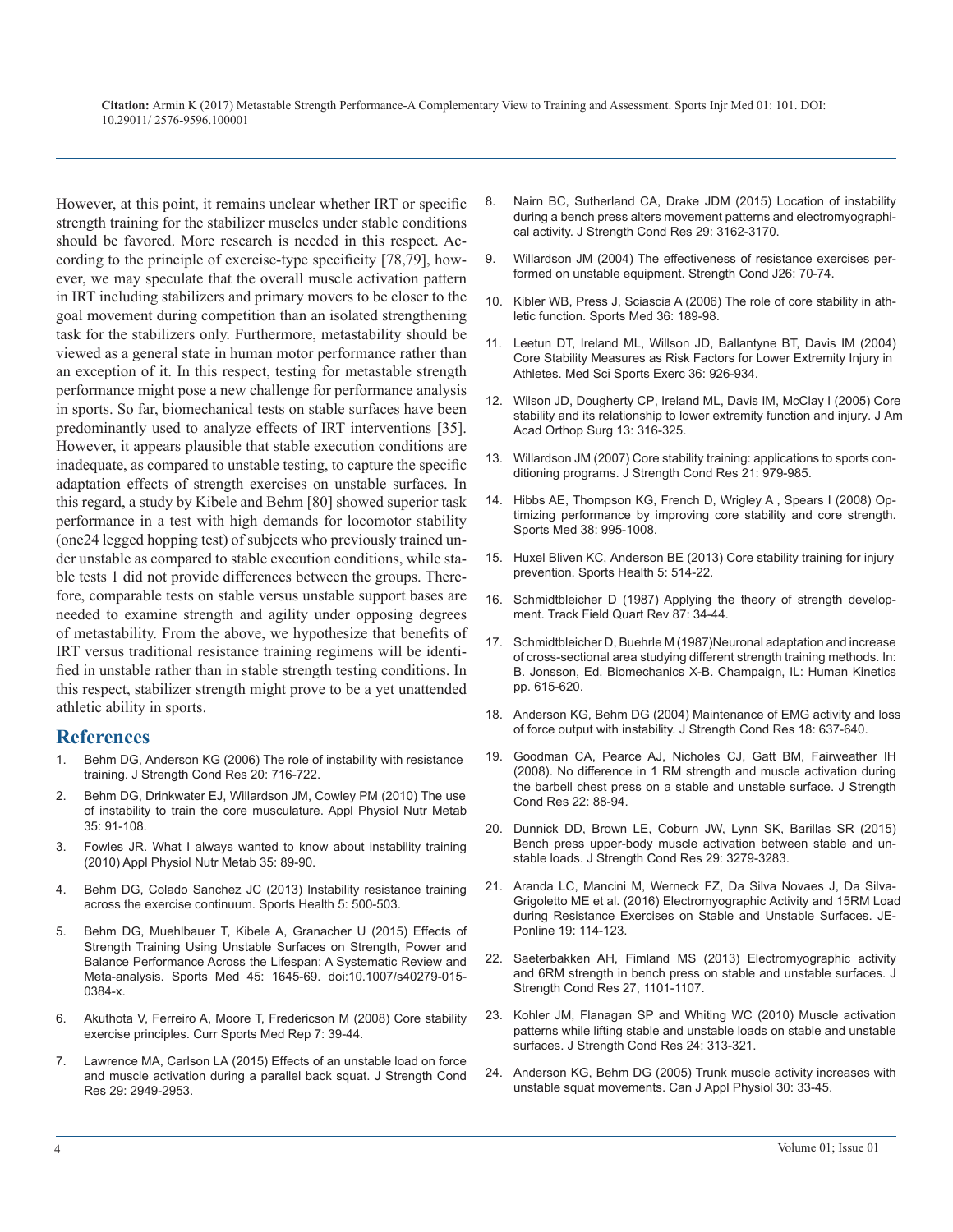However, at this point, it remains unclear whether IRT or specific strength training for the stabilizer muscles under stable conditions should be favored. More research is needed in this respect. According to the principle of exercise-type specificity [78,79], however, we may speculate that the overall muscle activation pattern in IRT including stabilizers and primary movers to be closer to the goal movement during competition than an isolated strengthening task for the stabilizers only. Furthermore, metastability should be viewed as a general state in human motor performance rather than an exception of it. In this respect, testing for metastable strength performance might pose a new challenge for performance analysis in sports. So far, biomechanical tests on stable surfaces have been predominantly used to analyze effects of IRT interventions [35]. However, it appears plausible that stable execution conditions are inadequate, as compared to unstable testing, to capture the specific adaptation effects of strength exercises on unstable surfaces. In this regard, a study by Kibele and Behm [80] showed superior task performance in a test with high demands for locomotor stability (one24 legged hopping test) of subjects who previously trained under unstable as compared to stable execution conditions, while stable tests 1 did not provide differences between the groups. Therefore, comparable tests on stable versus unstable support bases are needed to examine strength and agility under opposing degrees of metastability. From the above, we hypothesize that benefits of IRT versus traditional resistance training regimens will be identified in unstable rather than in stable strength testing conditions. In this respect, stabilizer strength might prove to be a yet unattended athletic ability in sports.

## References

1. Behm DG, Anderson KG (2006) The role of instability with resistance training. J Strength Cond Res 20: 716-722.
2. Behm DG, Drinkwater EJ, Willardson JM, Cowley PM (2010) The use of instability to train the core musculature. Appl Physiol Nutr Metab 35: 91-108.
3. Fowles JR. What I always wanted to know about instability training (2010) Appl Physiol Nutr Metab 35: 89-90.
4. Behm DG, Colado Sanchez JC (2013) Instability resistance training across the exercise continuum. Sports Health 5: 500-503.
5. Behm DG, Muehlbauer T, Kibele A, Granacher U (2015) Effects of Strength Training Using Unstable Surfaces on Strength, Power and Balance Performance Across the Lifespan: A Systematic Review and Meta-analysis. Sports Med 45: 1645-69. doi:10.1007/s40279-015-0384-x.
6. Akuthota V, Ferreiro A, Moore T, Fredericson M (2008) Core stability exercise principles. Curr Sports Med Rep 7: 39-44.
7. Lawrence MA, Carlson LA (2015) Effects of an unstable load on force and muscle activation during a parallel back squat. J Strength Cond Res 29: 2949-2953.
8. Nairn BC, Sutherland CA, Drake JDM (2015) Location of instability during a bench press alters movement patterns and electromyographical activity. J Strength Cond Res 29: 3162-3170.
9. Willardson JM (2004) The effectiveness of resistance exercises performed on unstable equipment. Strength Cond J26: 70-74.
10. Kibler WB, Press J, Sciascia A (2006) The role of core stability in athletic function. Sports Med 36: 189-98.
11. Leetun DT, Ireland ML, Willson JD, Ballantyne BT, Davis IM (2004) Core Stability Measures as Risk Factors for Lower Extremity Injury in Athletes. Med Sci Sports Exerc 36: 926-934.
12. Wilson JD, Dougherty CP, Ireland ML, Davis IM, McClay I (2005) Core stability and its relationship to lower extremity function and injury. J Am Acad Orthop Surg 13: 316-325.
13. Willardson JM (2007) Core stability training: applications to sports conditioning programs. J Strength Cond Res 21: 979-985.
14. Hibbs AE, Thompson KG, French D, Wrigley A , Spears I (2008) Optimizing performance by improving core stability and core strength. Sports Med 38: 995-1008.
15. Huxel Bliven KC, Anderson BE (2013) Core stability training for injury prevention. Sports Health 5: 514-22.
16. Schmidtbleicher D (1987) Applying the theory of strength development. Track Field Quart Rev 87: 34-44.
17. Schmidtbleicher D, Buehrle M (1987)Neuronal adaptation and increase of cross-sectional area studying different strength training methods. In: B. Jonsson, Ed. Biomechanics X-B. Champaign, IL: Human Kinetics pp. 615-620.
18. Anderson KG, Behm DG (2004) Maintenance of EMG activity and loss of force output with instability. J Strength Cond Res 18: 637-640.
19. Goodman CA, Pearce AJ, Nicholes CJ, Gatt BM, Fairweather IH (2008). No difference in 1 RM strength and muscle activation during the barbell chest press on a stable and unstable surface. J Strength Cond Res 22: 88-94.
20. Dunnick DD, Brown LE, Coburn JW, Lynn SK, Barillas SR (2015) Bench press upper-body muscle activation between stable and unstable loads. J Strength Cond Res 29: 3279-3283.
21. Aranda LC, Mancini M, Werneck FZ, Da Silva Novaes J, Da Silva-Grigoletto ME et al. (2016) Electromyographic Activity and 15RM Load during Resistance Exercises on Stable and Unstable Surfaces. JEPonline 19: 114-123.
22. Saeterbakken AH, Fimland MS (2013) Electromyographic activity and 6RM strength in bench press on stable and unstable surfaces. J Strength Cond Res 27, 1101-1107.
23. Kohler JM, Flanagan SP and Whiting WC (2010) Muscle activation patterns while lifting stable and unstable loads on stable and unstable surfaces. J Strength Cond Res 24: 313-321.
24. Anderson KG, Behm DG (2005) Trunk muscle activity increases with unstable squat movements. Can J Appl Physiol 30: 33-45.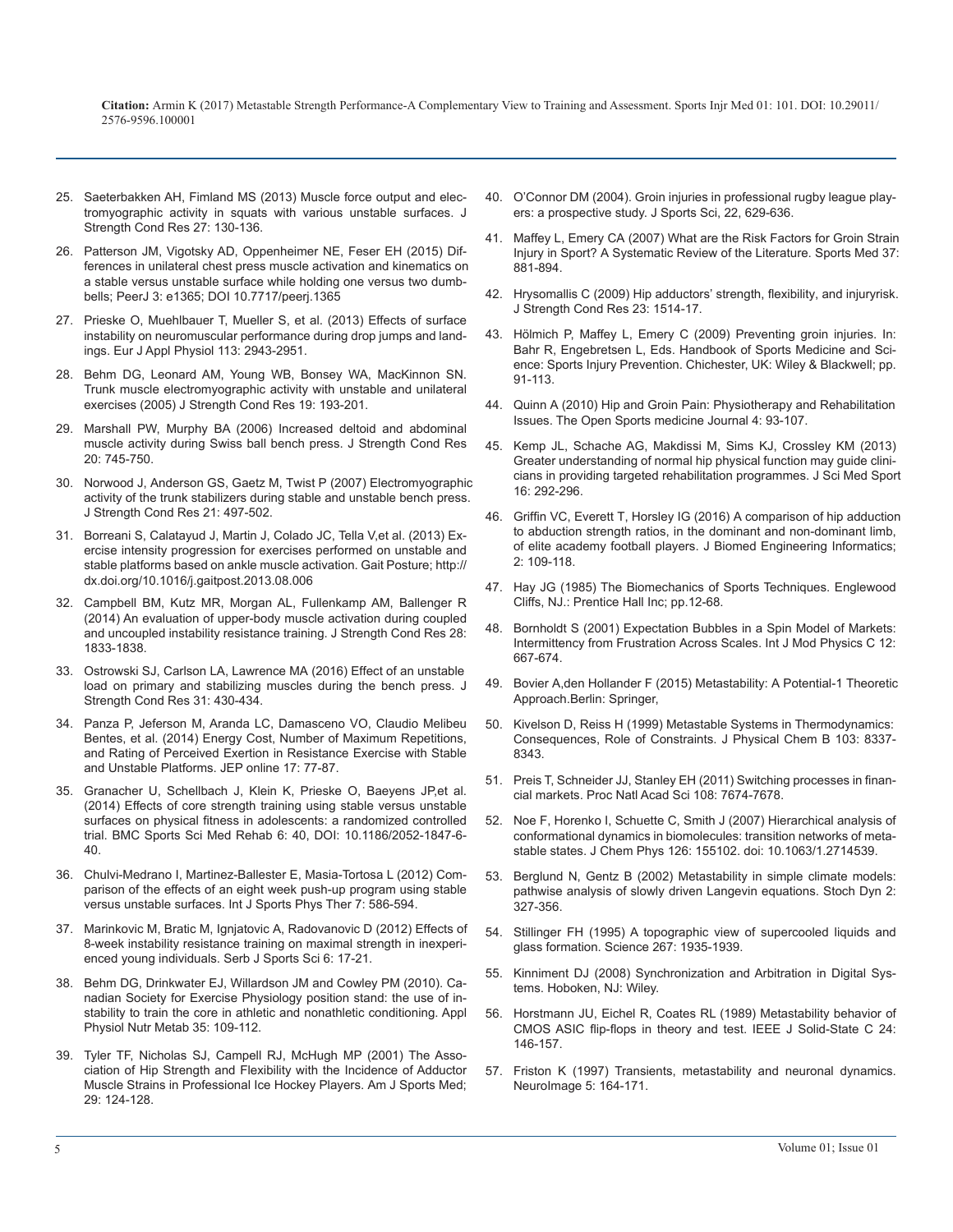25. Saeterbakken AH, Fimland MS (2013) Muscle force output and electromyographic activity in squats with various unstable surfaces. J Strength Cond Res 27: 130-136.
26. Patterson JM, Vigotsky AD, Oppenheimer NE, Feser EH (2015) Differences in unilateral chest press muscle activation and kinematics on a stable versus unstable surface while holding one versus two dumbbells; PeerJ 3: e1365; DOI 10.7717/peerj.1365
27. Prieske O, Muehlbauer T, Mueller S, et al. (2013) Effects of surface instability on neuromuscular performance during drop jumps and landings. Eur J Appl Physiol 113: 2943-2951.
28. Behm DG, Leonard AM, Young WB, Bonsey WA, MacKinnon SN. Trunk muscle electromyographic activity with unstable and unilateral exercises (2005) J Strength Cond Res 19: 193-201.
29. Marshall PW, Murphy BA (2006) Increased deltoid and abdominal muscle activity during Swiss ball bench press. J Strength Cond Res 20: 745-750.
30. Norwood J, Anderson GS, Gaetz M, Twist P (2007) Electromyographic activity of the trunk stabilizers during stable and unstable bench press. J Strength Cond Res 21: 497-502.
31. Borreani S, Calatayud J, Martin J, Colado JC, Tella V,et al. (2013) Exercise intensity progression for exercises performed on unstable and stable platforms based on ankle muscle activation. Gait Posture; http://dx.doi.org/10.1016/j.gaitpost.2013.08.006
32. Campbell BM, Kutz MR, Morgan AL, Fullenkamp AM, Ballenger R (2014) An evaluation of upper-body muscle activation during coupled and uncoupled instability resistance training. J Strength Cond Res 28: 1833-1838.
33. Ostrowski SJ, Carlson LA, Lawrence MA (2016) Effect of an unstable load on primary and stabilizing muscles during the bench press. J Strength Cond Res 31: 430-434.
34. Panza P, Jeferson M, Aranda LC, Damasceno VO, Claudio Melibeu Bentes, et al. (2014) Energy Cost, Number of Maximum Repetitions, and Rating of Perceived Exertion in Resistance Exercise with Stable and Unstable Platforms. JEP online 17: 77-87.
35. Granacher U, Schellbach J, Klein K, Prieske O, Baeyens JP,et al. (2014) Effects of core strength training using stable versus unstable surfaces on physical fitness in adolescents: a randomized controlled trial. BMC Sports Sci Med Rehab 6: 40, DOI: 10.1186/2052-1847-6-40.
36. Chulvi-Medrano I, Martinez-Ballester E, Masia-Tortosa L (2012) Comparison of the effects of an eight week push-up program using stable versus unstable surfaces. Int J Sports Phys Ther 7: 586-594.
37. Marinkovic M, Bratic M, Ignjatovic A, Radovanovic D (2012) Effects of 8-week instability resistance training on maximal strength in inexperienced young individuals. Serb J Sports Sci 6: 17-21.
38. Behm DG, Drinkwater EJ, Willardson JM and Cowley PM (2010). Canadian Society for Exercise Physiology position stand: the use of instability to train the core in athletic and nonathletic conditioning. Appl Physiol Nutr Metab 35: 109-112.
39. Tyler TF, Nicholas SJ, Campell RJ, McHugh MP (2001) The Association of Hip Strength and Flexibility with the Incidence of Adductor Muscle Strains in Professional Ice Hockey Players. Am J Sports Med; 29: 124-128.
40. O'Connor DM (2004). Groin injuries in professional rugby league players: a prospective study. J Sports Sci, 22, 629-636.
41. Maffey L, Emery CA (2007) What are the Risk Factors for Groin Strain Injury in Sport? A Systematic Review of the Literature. Sports Med 37: 881-894.
42. Hrysomallis C (2009) Hip adductors' strength, flexibility, and injuryrisk. J Strength Cond Res 23: 1514-17.
43. Hölmich P, Maffey L, Emery C (2009) Preventing groin injuries. In: Bahr R, Engebretsen L, Eds. Handbook of Sports Medicine and Science: Sports Injury Prevention. Chichester, UK: Wiley & Blackwell; pp. 91-113.
44. Quinn A (2010) Hip and Groin Pain: Physiotherapy and Rehabilitation Issues. The Open Sports medicine Journal 4: 93-107.
45. Kemp JL, Schache AG, Makdissi M, Sims KJ, Crossley KM (2013) Greater understanding of normal hip physical function may guide clinicians in providing targeted rehabilitation programmes. J Sci Med Sport 16: 292-296.
46. Griffin VC, Everett T, Horsley IG (2016) A comparison of hip adduction to abduction strength ratios, in the dominant and non-dominant limb, of elite academy football players. J Biomed Engineering Informatics; 2: 109-118.
47. Hay JG (1985) The Biomechanics of Sports Techniques. Englewood Cliffs, NJ.: Prentice Hall Inc; pp.12-68.
48. Bornholdt S (2001) Expectation Bubbles in a Spin Model of Markets: Intermittency from Frustration Across Scales. Int J Mod Physics C 12: 667-674.
49. Bovier A,den Hollander F (2015) Metastability: A Potential-1 Theoretic Approach.Berlin: Springer,
50. Kivelson D, Reiss H (1999) Metastable Systems in Thermodynamics: Consequences, Role of Constraints. J Physical Chem B 103: 8337-8343.
51. Preis T, Schneider JJ, Stanley EH (2011) Switching processes in financial markets. Proc Natl Acad Sci 108: 7674-7678.
52. Noe F, Horenko I, Schuette C, Smith J (2007) Hierarchical analysis of conformational dynamics in biomolecules: transition networks of metastable states. J Chem Phys 126: 155102. doi: 10.1063/1.2714539.
53. Berglund N, Gentz B (2002) Metastability in simple climate models: pathwise analysis of slowly driven Langevin equations. Stoch Dyn 2: 327-356.
54. Stillinger FH (1995) A topographic view of supercooled liquids and glass formation. Science 267: 1935-1939.
55. Kinniment DJ (2008) Synchronization and Arbitration in Digital Systems. Hoboken, NJ: Wiley.
56. Horstmann JU, Eichel R, Coates RL (1989) Metastability behavior of CMOS ASIC flip-flops in theory and test. IEEE J Solid-State C 24: 146-157.
57. Friston K (1997) Transients, metastability and neuronal dynamics. NeuroImage 5: 164-171.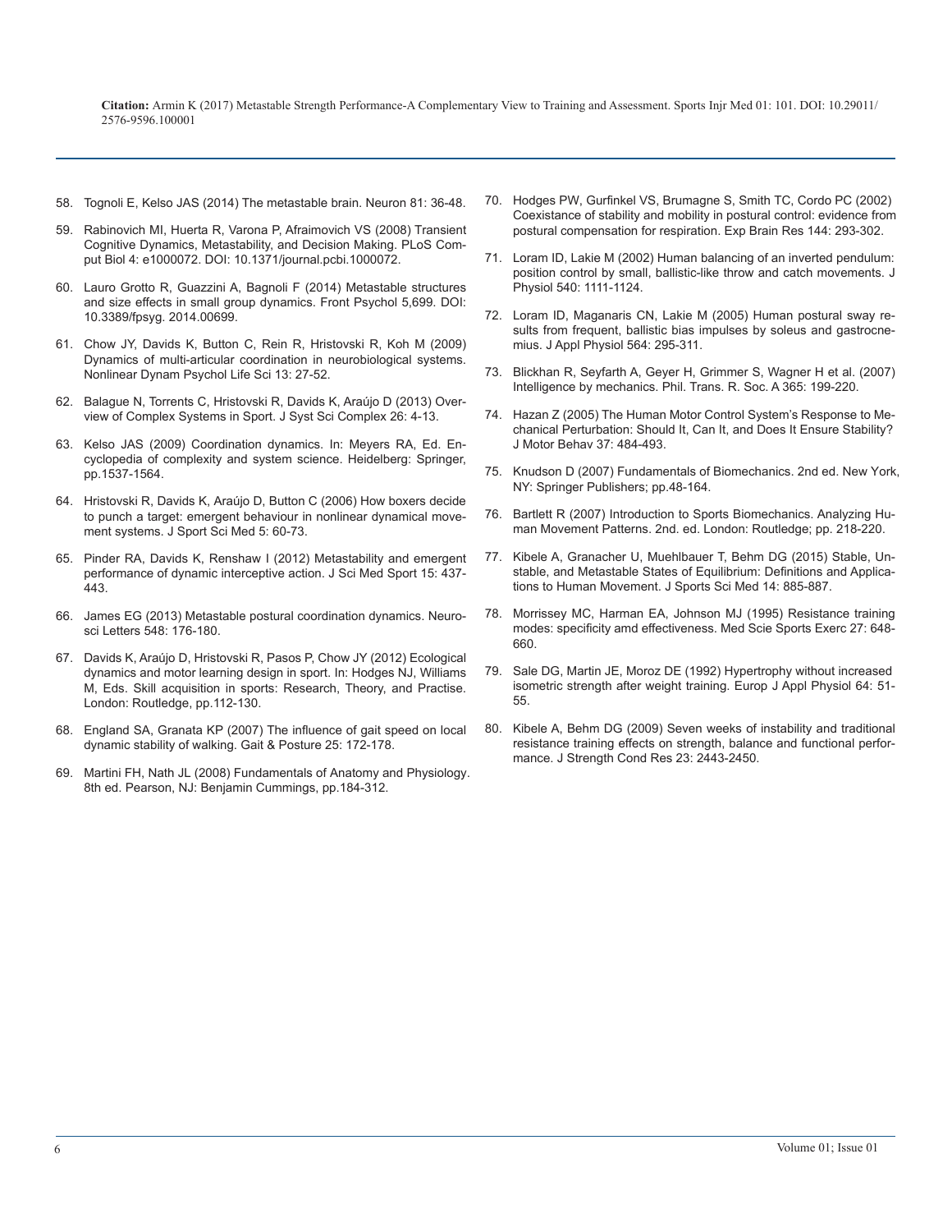58. Tognoli E, Kelso JAS (2014) The metastable brain. Neuron 81: 36-48.

59. Rabinovich MI, Huerta R, Varona P, Afraimovich VS (2008) Transient Cognitive Dynamics, Metastability, and Decision Making. PLoS Comput Biol 4: e1000072. DOI: 10.1371/journal.pcbi.1000072.

60. Lauro Grotto R, Guazzini A, Bagnoli F (2014) Metastable structures and size effects in small group dynamics. Front Psychol 5,699. DOI: 10.3389/fpsyg. 2014.00699.

61. Chow JY, Davids K, Button C, Rein R, Hristovski R, Koh M (2009) Dynamics of multi-articular coordination in neurobiological systems. Nonlinear Dynam Psychol Life Sci 13: 27-52.

62. Balague N, Torrents C, Hristovski R, Davids K, Araújo D (2013) Overview of Complex Systems in Sport. J Syst Sci Complex 26: 4-13.

63. Kelso JAS (2009) Coordination dynamics. In: Meyers RA, Ed. Encyclopedia of complexity and system science. Heidelberg: Springer, pp.1537-1564.

64. Hristovski R, Davids K, Araújo D, Button C (2006) How boxers decide to punch a target: emergent behaviour in nonlinear dynamical movement systems. J Sport Sci Med 5: 60-73.

65. Pinder RA, Davids K, Renshaw I (2012) Metastability and emergent performance of dynamic interceptive action. J Sci Med Sport 15: 437-443.

66. James EG (2013) Metastable postural coordination dynamics. Neurosci Letters 548: 176-180.

67. Davids K, Araújo D, Hristovski R, Pasos P, Chow JY (2012) Ecological dynamics and motor learning design in sport. In: Hodges NJ, Williams M, Eds. Skill acquisition in sports: Research, Theory, and Practise. London: Routledge, pp.112-130.

68. England SA, Granata KP (2007) The influence of gait speed on local dynamic stability of walking. Gait & Posture 25: 172-178.

69. Martini FH, Nath JL (2008) Fundamentals of Anatomy and Physiology. 8th ed. Pearson, NJ: Benjamin Cummings, pp.184-312.

70. Hodges PW, Gurfinkel VS, Brumagne S, Smith TC, Cordo PC (2002) Coexistance of stability and mobility in postural control: evidence from postural compensation for respiration. Exp Brain Res 144: 293-302.

71. Loram ID, Lakie M (2002) Human balancing of an inverted pendulum: position control by small, ballistic-like throw and catch movements. J Physiol 540: 1111-1124.

72. Loram ID, Maganaris CN, Lakie M (2005) Human postural sway results from frequent, ballistic bias impulses by soleus and gastrocnemius. J Appl Physiol 564: 295-311.

73. Blickhan R, Seyfarth A, Geyer H, Grimmer S, Wagner H et al. (2007) Intelligence by mechanics. Phil. Trans. R. Soc. A 365: 199-220.

74. Hazan Z (2005) The Human Motor Control System's Response to Mechanical Perturbation: Should It, Can It, and Does It Ensure Stability? J Motor Behav 37: 484-493.

75. Knudson D (2007) Fundamentals of Biomechanics. 2nd ed. New York, NY: Springer Publishers; pp.48-164.

76. Bartlett R (2007) Introduction to Sports Biomechanics. Analyzing Human Movement Patterns. 2nd. ed. London: Routledge; pp. 218-220.

77. Kibele A, Granacher U, Muehlbauer T, Behm DG (2015) Stable, Unstable, and Metastable States of Equilibrium: Definitions and Applications to Human Movement. J Sports Sci Med 14: 885-887.

78. Morrissey MC, Harman EA, Johnson MJ (1995) Resistance training modes: specificity amd effectiveness. Med Scie Sports Exerc 27: 648-660.

79. Sale DG, Martin JE, Moroz DE (1992) Hypertrophy without increased isometric strength after weight training. Europ J Appl Physiol 64: 51-55.

80. Kibele A, Behm DG (2009) Seven weeks of instability and traditional resistance training effects on strength, balance and functional performance. J Strength Cond Res 23: 2443-2450.